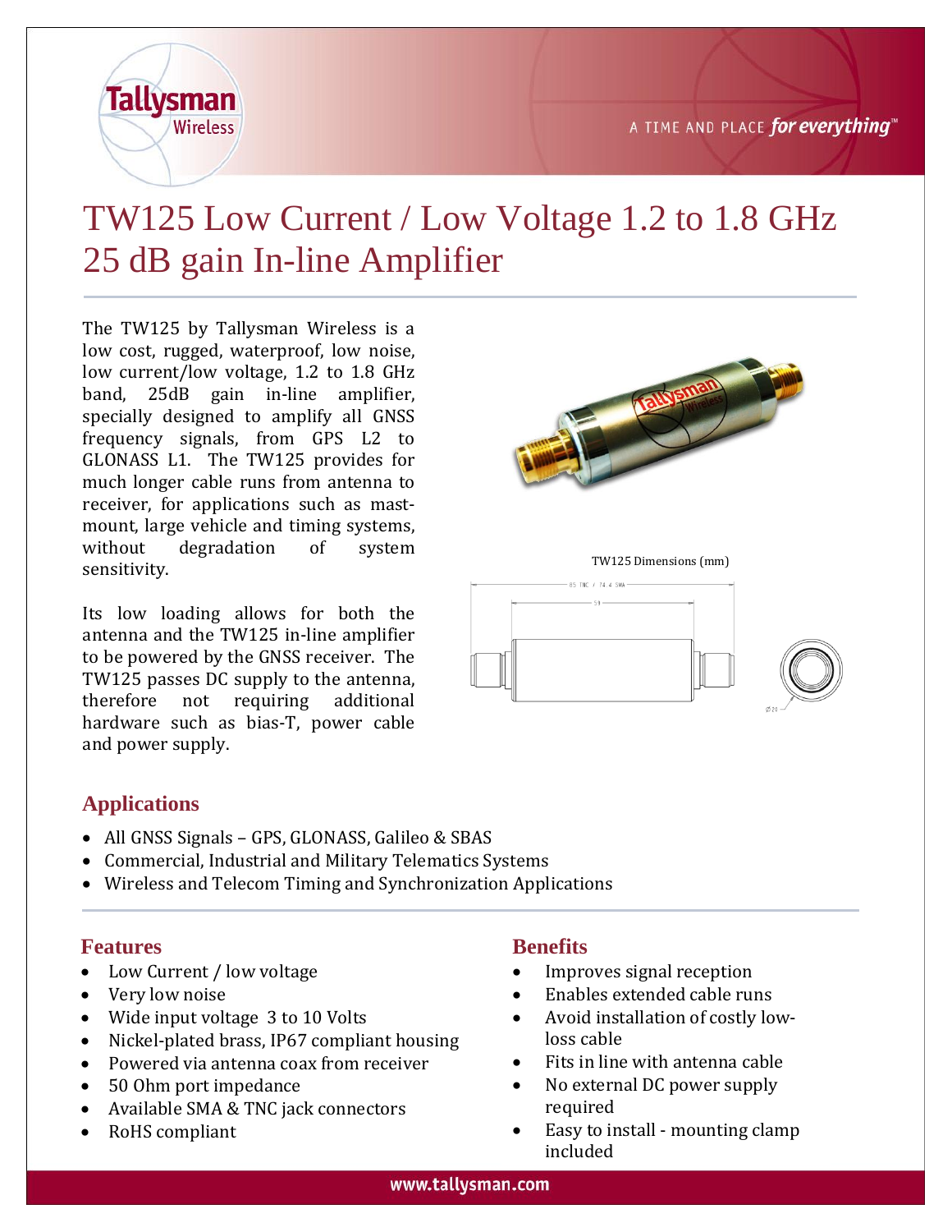# TW125 Low Current / Low Voltage 1.2 to 1.8 GHz 25 dB gain In-line Amplifier

The TW125 by Tallysman Wireless is a low cost, rugged, waterproof, low noise, low current/low voltage, 1.2 to 1.8 GHz band, 25dB gain in-line amplifier, specially designed to amplify all GNSS frequency signals, from GPS L2 to GLONASS L1. The TW125 provides for much longer cable runs from antenna to receiver, for applications such as mast-mount, large vehicle and timing systems, without degradation of system sensitivity.

Its low loading allows for both the antenna and the TW125 in-line amplifier to be powered by the GNSS receiver. The TW125 passes DC supply to the antenna, therefore not requiring additional hardware such as bias-T, power cable and power supply.

TW125 Dimensions (mm)

## Applications

- All GNSS Signals – GPS, GLONASS, Galileo & SBAS
- Commercial, Industrial and Military Telematics Systems
- Wireless and Telecom Timing and Synchronization Applications

## Features

- Low Current / low voltage
- Very low noise
- Wide input voltage 3 to 10 Volts
- Nickel-plated brass, IP67 compliant housing
- Powered via antenna coax from receiver
- 50 Ohm port impedance
- Available SMA & TNC jack connectors
- RoHS compliant

## Benefits

- Improves signal reception
- Enables extended cable runs
- Avoid installation of costly low-loss cable
- Fits in line with antenna cable
- No external DC power supply required
- Easy to install - mounting clamp included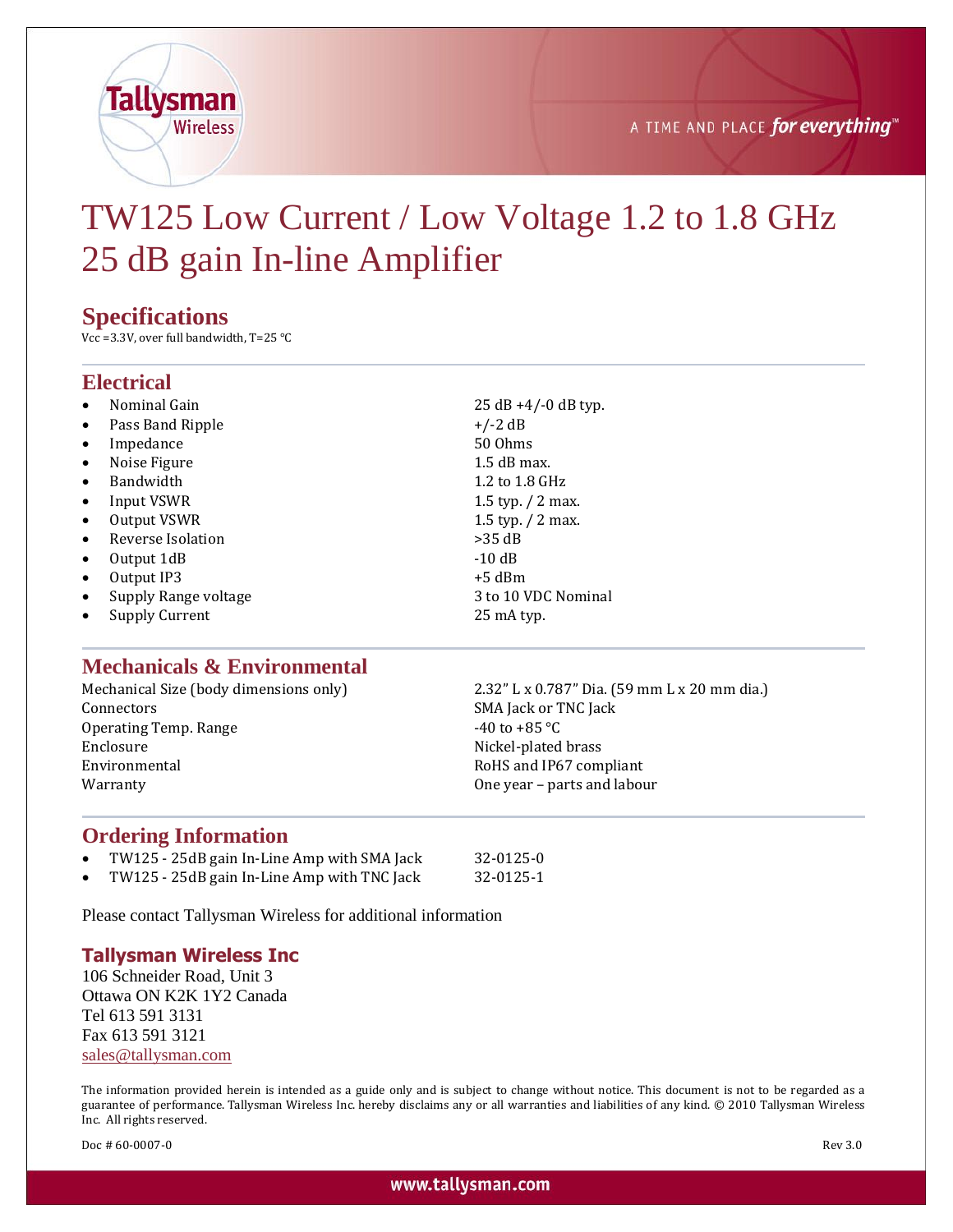# TW125 Low Current / Low Voltage 1.2 to 1.8 GHz 25 dB gain In-line Amplifier

## Specifications

Vcc =3.3V, over full bandwidth, T=25 °C

### Electrical

- Nominal Gain — 25 dB +4/-0 dB typ.
- Pass Band Ripple — +/-2 dB
- Impedance — 50 Ohms
- Noise Figure — 1.5 dB max.
- Bandwidth — 1.2 to 1.8 GHz
- Input VSWR — 1.5 typ. / 2 max.
- Output VSWR — 1.5 typ. / 2 max.
- Reverse Isolation — >35 dB
- Output 1dB — -10 dB
- Output IP3 — +5 dBm
- Supply Range voltage — 3 to 10 VDC Nominal
- Supply Current — 25 mA typ.

### Mechanicals & Environmental

| | |
|---|---|
| Mechanical Size (body dimensions only) | 2.32” L x 0.787” Dia. (59 mm L x 20 mm dia.) |
| Connectors | SMA Jack or TNC Jack |
| Operating Temp. Range | -40 to +85 °C |
| Enclosure | Nickel-plated brass |
| Environmental | RoHS and IP67 compliant |
| Warranty | One year – parts and labour |

### Ordering Information

- TW125 - 25dB gain In-Line Amp with SMA Jack — 32-0125-0
- TW125 - 25dB gain In-Line Amp with TNC Jack — 32-0125-1

Please contact Tallysman Wireless for additional information

**Tallysman Wireless Inc**

106 Schneider Road, Unit 3
Ottawa ON K2K 1Y2 Canada
Tel 613 591 3131
Fax 613 591 3121
sales@tallysman.com

The information provided herein is intended as a guide only and is subject to change without notice. This document is not to be regarded as a guarantee of performance. Tallysman Wireless Inc. hereby disclaims any or all warranties and liabilities of any kind. © 2010 Tallysman Wireless Inc. All rights reserved.

Doc # 60-0007-0 Rev 3.0